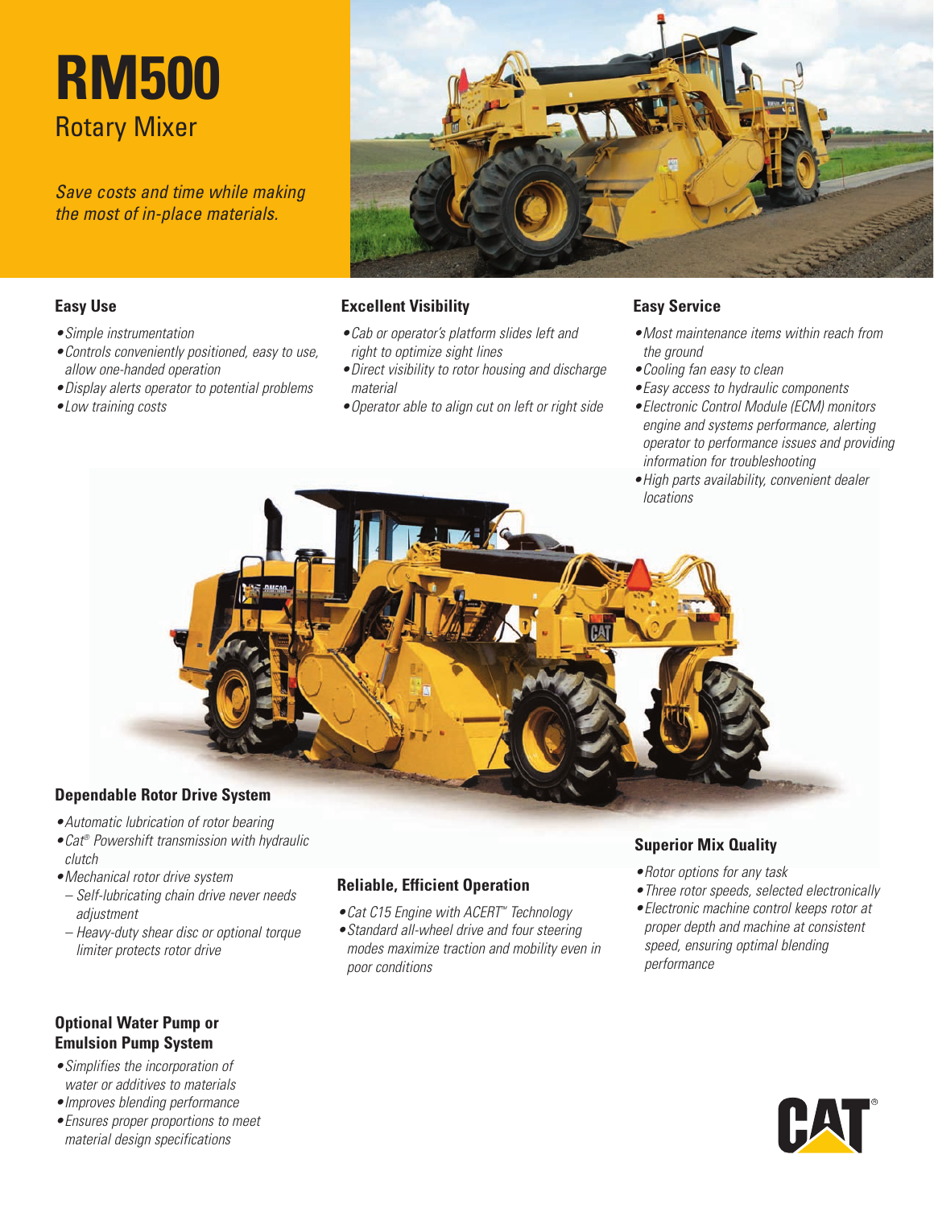# RM500

## Rotary Mixer

*Save costs and time while making the most of in-place materials.*

### Easy Use

- *Simple instrumentation*
- *Controls conveniently positioned, easy to use, allow one-handed operation*
- *Display alerts operator to potential problems*
- *Low training costs*

### Excellent Visibility

- *Cab or operator's platform slides left and right to optimize sight lines*
- *Direct visibility to rotor housing and discharge material*
- *Operator able to align cut on left or right side*

### Easy Service

- *Most maintenance items within reach from the ground*
- *Cooling fan easy to clean*
- *Easy access to hydraulic components*
- *Electronic Control Module (ECM) monitors engine and systems performance, alerting operator to performance issues and providing information for troubleshooting*
- *High parts availability, convenient dealer locations*

### Dependable Rotor Drive System

- *Automatic lubrication of rotor bearing*
- *Cat® Powershift transmission with hydraulic clutch*
- *Mechanical rotor drive system*
  - *Self-lubricating chain drive never needs adjustment*
  - *Heavy-duty shear disc or optional torque limiter protects rotor drive*

### Reliable, Efficient Operation

- *Cat C15 Engine with ACERT™ Technology*
- *Standard all-wheel drive and four steering modes maximize traction and mobility even in poor conditions*

### Superior Mix Quality

- *Rotor options for any task*
- *Three rotor speeds, selected electronically*
- *Electronic machine control keeps rotor at proper depth and machine at consistent speed, ensuring optimal blending performance*

### Optional Water Pump or Emulsion Pump System

- *Simplifies the incorporation of water or additives to materials*
- *Improves blending performance*
- *Ensures proper proportions to meet material design specifications*

CAT®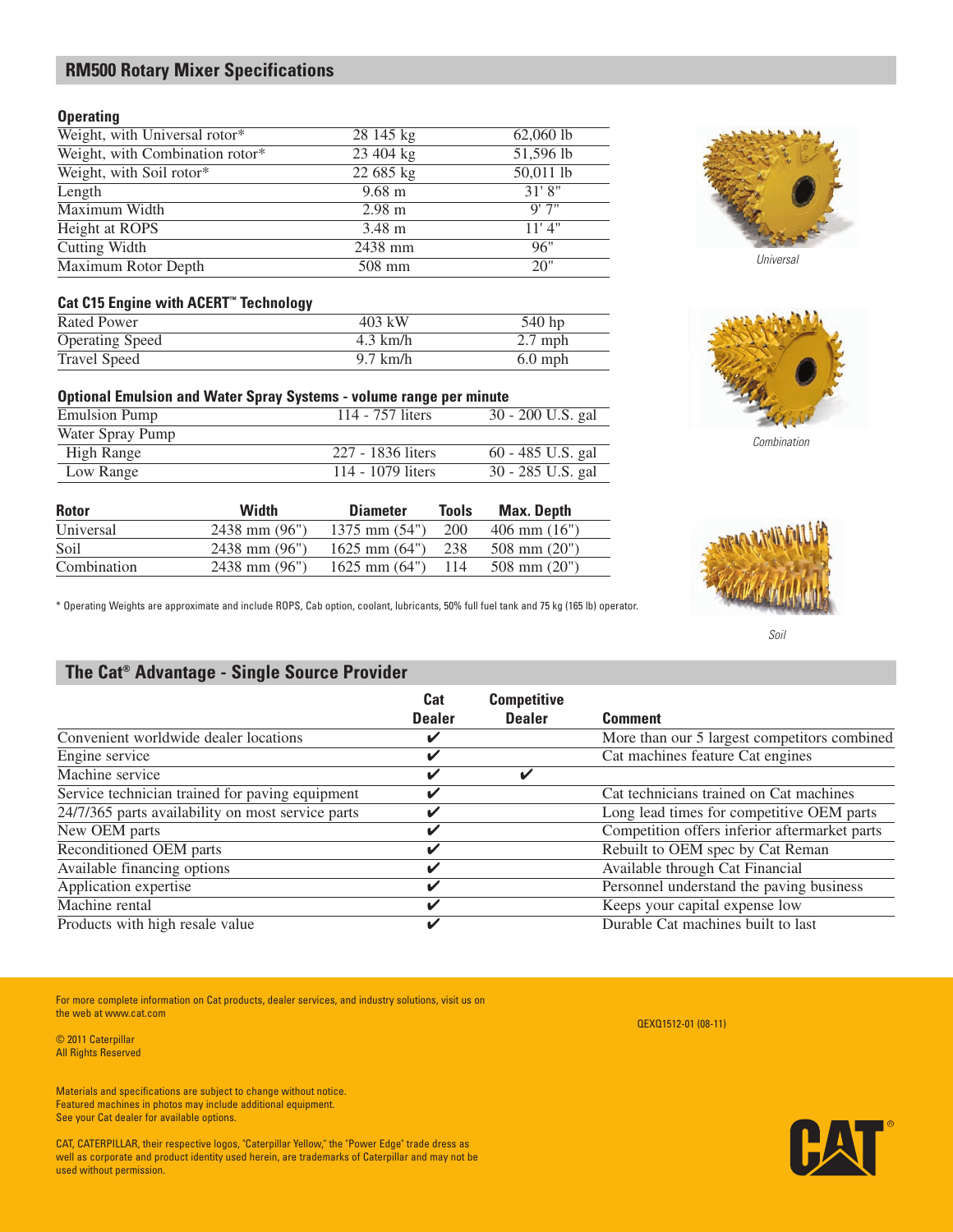## RM500 Rotary Mixer Specifications

### Operating

| | | |
|---|---|---|
| Weight, with Universal rotor* | 28 145 kg | 62,060 lb |
| Weight, with Combination rotor* | 23 404 kg | 51,596 lb |
| Weight, with Soil rotor* | 22 685 kg | 50,011 lb |
| Length | 9.68 m | 31' 8" |
| Maximum Width | 2.98 m | 9' 7" |
| Height at ROPS | 3.48 m | 11' 4" |
| Cutting Width | 2438 mm | 96" |
| Maximum Rotor Depth | 508 mm | 20" |

### Cat C15 Engine with ACERT™ Technology

| | | |
|---|---|---|
| Rated Power | 403 kW | 540 hp |
| Operating Speed | 4.3 km/h | 2.7 mph |
| Travel Speed | 9.7 km/h | 6.0 mph |

### Optional Emulsion and Water Spray Systems - volume range per minute

| | | |
|---|---|---|
| Emulsion Pump | 114 - 757 liters | 30 - 200 U.S. gal |
| Water Spray Pump | | |
| High Range | 227 - 1836 liters | 60 - 485 U.S. gal |
| Low Range | 114 - 1079 liters | 30 - 285 U.S. gal |

| Rotor | Width | Diameter | Tools | Max. Depth |
|---|---|---|---|---|
| Universal | 2438 mm (96") | 1375 mm (54") | 200 | 406 mm (16") |
| Soil | 2438 mm (96") | 1625 mm (64") | 238 | 508 mm (20") |
| Combination | 2438 mm (96") | 1625 mm (64") | 114 | 508 mm (20") |

* Operating Weights are approximate and include ROPS, Cab option, coolant, lubricants, 50% full fuel tank and 75 kg (165 lb) operator.

*Universal*

*Combination*

*Soil*

## The Cat® Advantage - Single Source Provider

| | Cat Dealer | Competitive Dealer | Comment |
|---|---|---|---|
| Convenient worldwide dealer locations | ✔ | | More than our 5 largest competitors combined |
| Engine service | ✔ | | Cat machines feature Cat engines |
| Machine service | ✔ | ✔ | |
| Service technician trained for paving equipment | ✔ | | Cat technicians trained on Cat machines |
| 24/7/365 parts availability on most service parts | ✔ | | Long lead times for competitive OEM parts |
| New OEM parts | ✔ | | Competition offers inferior aftermarket parts |
| Reconditioned OEM parts | ✔ | | Rebuilt to OEM spec by Cat Reman |
| Available financing options | ✔ | | Available through Cat Financial |
| Application expertise | ✔ | | Personnel understand the paving business |
| Machine rental | ✔ | | Keeps your capital expense low |
| Products with high resale value | ✔ | | Durable Cat machines built to last |

For more complete information on Cat products, dealer services, and industry solutions, visit us on the web at www.cat.com

© 2011 Caterpillar
All Rights Reserved

QEXQ1512-01 (08-11)

Materials and specifications are subject to change without notice.
Featured machines in photos may include additional equipment.
See your Cat dealer for available options.

CAT, CATERPILLAR, their respective logos, "Caterpillar Yellow," the "Power Edge" trade dress as well as corporate and product identity used herein, are trademarks of Caterpillar and may not be used without permission.